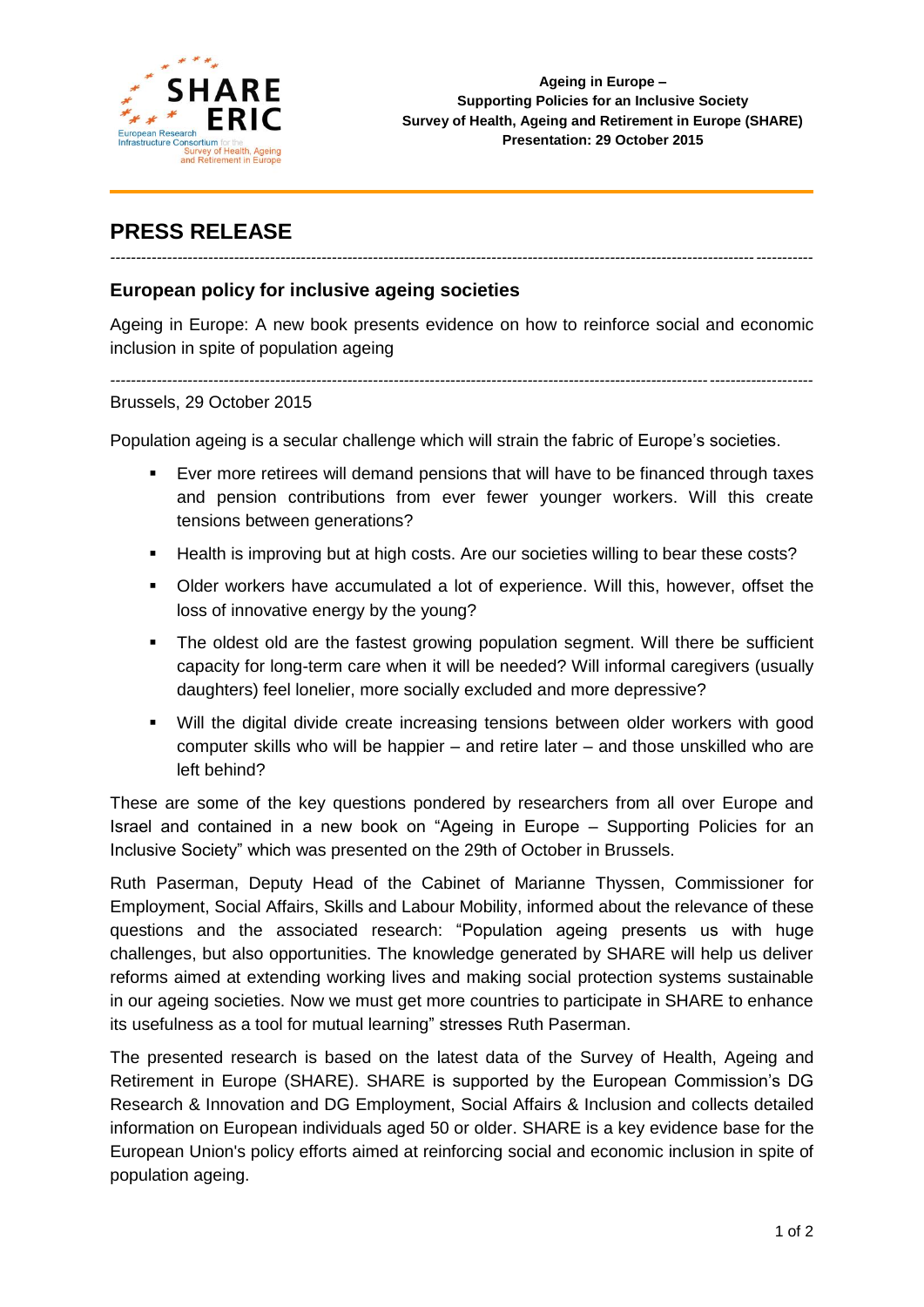Ageing in Europe –
Supporting Policies for an Inclusive Society
Survey of Health, Ageing and Retirement in Europe (SHARE)
Presentation: 29 October 2015

# PRESS RELEASE

---

## European policy for inclusive ageing societies

Ageing in Europe: A new book presents evidence on how to reinforce social and economic inclusion in spite of population ageing

---

Brussels, 29 October 2015

Population ageing is a secular challenge which will strain the fabric of Europe's societies.

- Ever more retirees will demand pensions that will have to be financed through taxes and pension contributions from ever fewer younger workers. Will this create tensions between generations?
- Health is improving but at high costs. Are our societies willing to bear these costs?
- Older workers have accumulated a lot of experience. Will this, however, offset the loss of innovative energy by the young?
- The oldest old are the fastest growing population segment. Will there be sufficient capacity for long-term care when it will be needed? Will informal caregivers (usually daughters) feel lonelier, more socially excluded and more depressive?
- Will the digital divide create increasing tensions between older workers with good computer skills who will be happier – and retire later – and those unskilled who are left behind?

These are some of the key questions pondered by researchers from all over Europe and Israel and contained in a new book on "Ageing in Europe – Supporting Policies for an Inclusive Society" which was presented on the 29th of October in Brussels.

Ruth Paserman, Deputy Head of the Cabinet of Marianne Thyssen, Commissioner for Employment, Social Affairs, Skills and Labour Mobility, informed about the relevance of these questions and the associated research: "Population ageing presents us with huge challenges, but also opportunities. The knowledge generated by SHARE will help us deliver reforms aimed at extending working lives and making social protection systems sustainable in our ageing societies. Now we must get more countries to participate in SHARE to enhance its usefulness as a tool for mutual learning" stresses Ruth Paserman.

The presented research is based on the latest data of the Survey of Health, Ageing and Retirement in Europe (SHARE). SHARE is supported by the European Commission's DG Research & Innovation and DG Employment, Social Affairs & Inclusion and collects detailed information on European individuals aged 50 or older. SHARE is a key evidence base for the European Union's policy efforts aimed at reinforcing social and economic inclusion in spite of population ageing.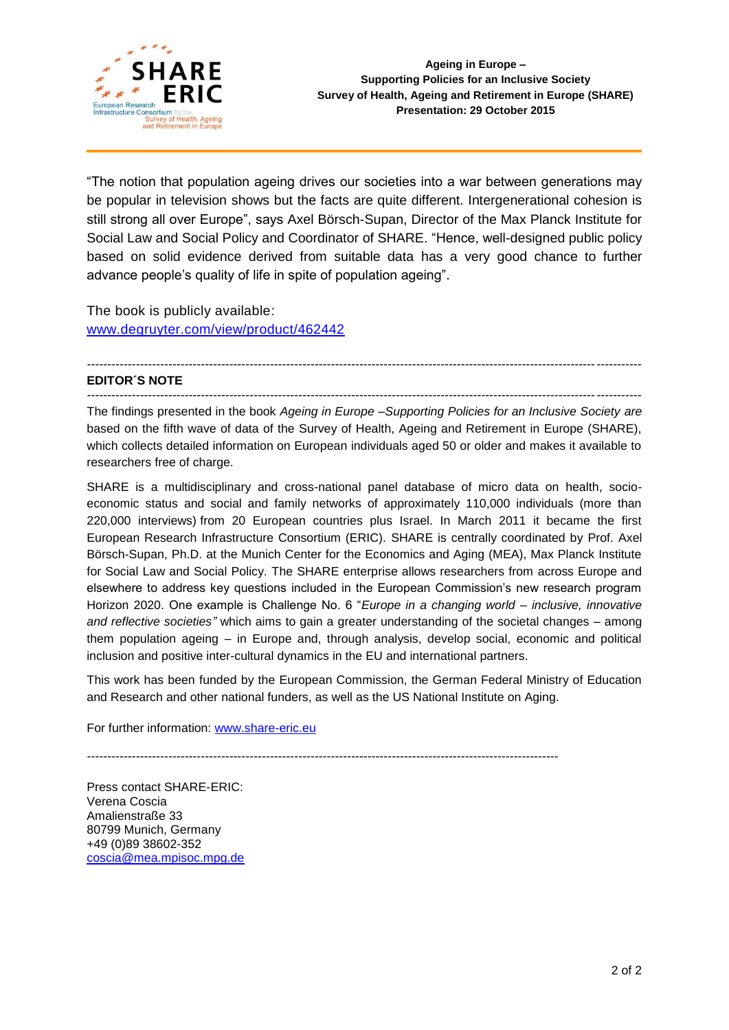"The notion that population ageing drives our societies into a war between generations may be popular in television shows but the facts are quite different. Intergenerational cohesion is still strong all over Europe", says Axel Börsch-Supan, Director of the Max Planck Institute for Social Law and Social Policy and Coordinator of SHARE. "Hence, well-designed public policy based on solid evidence derived from suitable data has a very good chance to further advance people's quality of life in spite of population ageing".

The book is publicly available:
www.degruyter.com/view/product/462442

---

**EDITOR´S NOTE**

---

The findings presented in the book *Ageing in Europe –Supporting Policies for an Inclusive Society are* based on the fifth wave of data of the Survey of Health, Ageing and Retirement in Europe (SHARE), which collects detailed information on European individuals aged 50 or older and makes it available to researchers free of charge.

SHARE is a multidisciplinary and cross-national panel database of micro data on health, socio-economic status and social and family networks of approximately 110,000 individuals (more than 220,000 interviews) from 20 European countries plus Israel. In March 2011 it became the first European Research Infrastructure Consortium (ERIC). SHARE is centrally coordinated by Prof. Axel Börsch-Supan, Ph.D. at the Munich Center for the Economics and Aging (MEA), Max Planck Institute for Social Law and Social Policy. The SHARE enterprise allows researchers from across Europe and elsewhere to address key questions included in the European Commission's new research program Horizon 2020. One example is Challenge No. 6 "*Europe in a changing world – inclusive, innovative and reflective societies"* which aims to gain a greater understanding of the societal changes – among them population ageing – in Europe and, through analysis, develop social, economic and political inclusion and positive inter-cultural dynamics in the EU and international partners.

This work has been funded by the European Commission, the German Federal Ministry of Education and Research and other national funders, as well as the US National Institute on Aging.

For further information: www.share-eric.eu

---

Press contact SHARE-ERIC:
Verena Coscia
Amalienstraße 33
80799 Munich, Germany
+49 (0)89 38602-352
coscia@mea.mpisoc.mpg.de